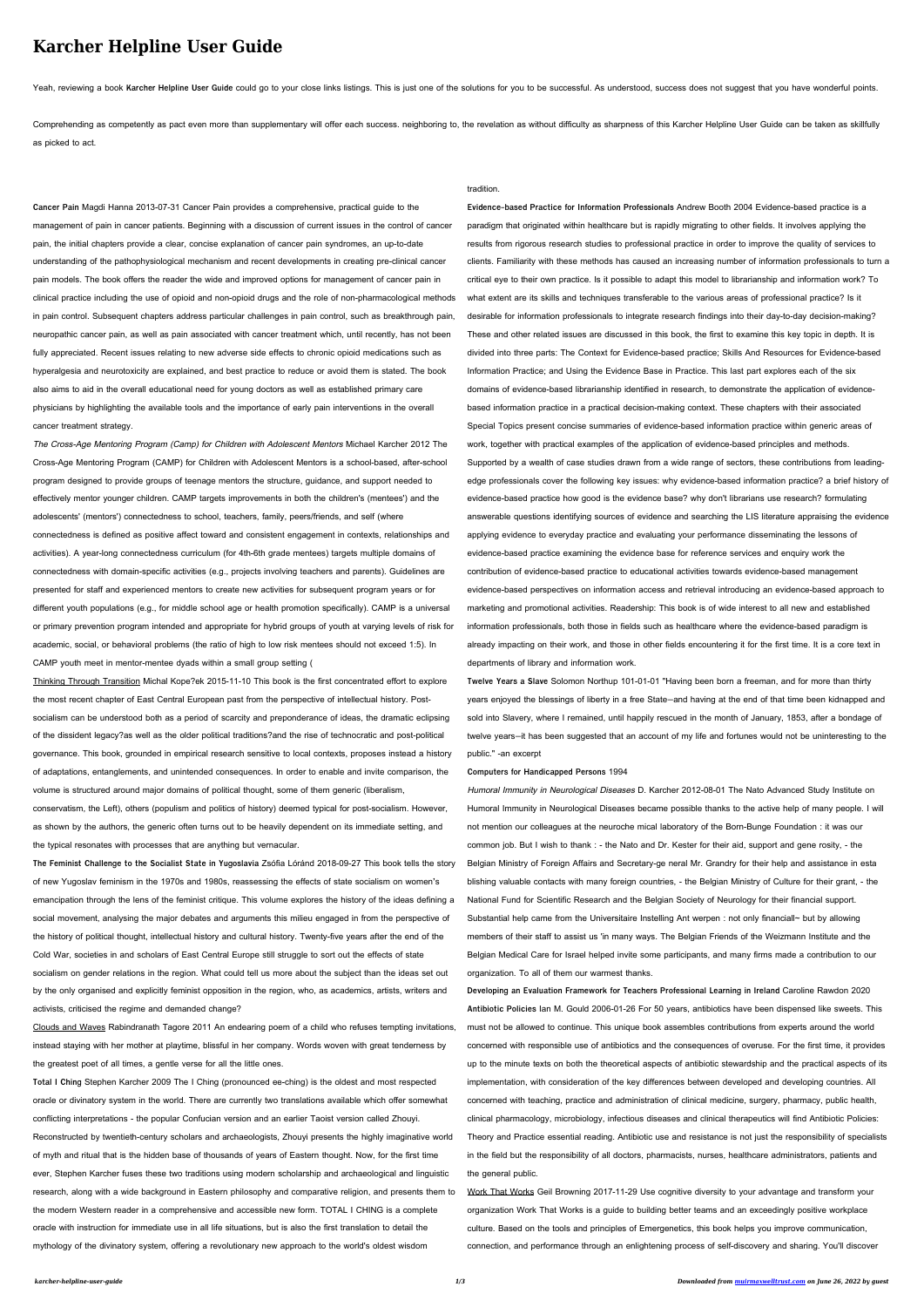# Karcher Helpline User Guide

Yeah, reviewing a book **Karcher Helpline User Guide** could go to your close links listings. This is just one of the solutions for you to be successful. As understood, success does not suggest that you have wonderful points.

Comprehending as competently as pact even more than supplementary will offer each success. neighboring to, the revelation as without difficulty as sharpness of this Karcher Helpline User Guide can be taken as skillfully as picked to act.

**Cancer Pain** Magdi Hanna 2013-07-31 Cancer Pain provides a comprehensive, practical guide to the management of pain in cancer patients. Beginning with a discussion of current issues in the control of cancer pain, the initial chapters provide a clear, concise explanation of cancer pain syndromes, an up-to-date understanding of the pathophysiological mechanism and recent developments in creating pre-clinical cancer pain models. The book offers the reader the wide and improved options for management of cancer pain in clinical practice including the use of opioid and non-opioid drugs and the role of non-pharmacological methods in pain control. Subsequent chapters address particular challenges in pain control, such as breakthrough pain, neuropathic cancer pain, as well as pain associated with cancer treatment which, until recently, has not been fully appreciated. Recent issues relating to new adverse side effects to chronic opioid medications such as hyperalgesia and neurotoxicity are explained, and best practice to reduce or avoid them is stated. The book also aims to aid in the overall educational need for young doctors as well as established primary care physicians by highlighting the available tools and the importance of early pain interventions in the overall cancer treatment strategy.

*The Cross-Age Mentoring Program (Camp) for Children with Adolescent Mentors* Michael Karcher 2012 The Cross-Age Mentoring Program (CAMP) for Children with Adolescent Mentors is a school-based, after-school program designed to provide groups of teenage mentors the structure, guidance, and support needed to effectively mentor younger children. CAMP targets improvements in both the children's (mentees') and the adolescents' (mentors') connectedness to school, teachers, family, peers/friends, and self (where connectedness is defined as positive affect toward and consistent engagement in contexts, relationships and activities). A year-long connectedness curriculum (for 4th-6th grade mentees) targets multiple domains of connectedness with domain-specific activities (e.g., projects involving teachers and parents). Guidelines are presented for staff and experienced mentors to create new activities for subsequent program years or for different youth populations (e.g., for middle school age or health promotion specifically). CAMP is a universal or primary prevention program intended and appropriate for hybrid groups of youth at varying levels of risk for academic, social, or behavioral problems (the ratio of high to low risk mentees should not exceed 1:5). In CAMP youth meet in mentor-mentee dyads within a small group setting (

Thinking Through Transition Michal Kope?ek 2015-11-10 This book is the first concentrated effort to explore the most recent chapter of East Central European past from the perspective of intellectual history. Post-socialism can be understood both as a period of scarcity and preponderance of ideas, the dramatic eclipsing of the dissident legacy?as well as the older political traditions?and the rise of technocratic and post-political governance. This book, grounded in empirical research sensitive to local contexts, proposes instead a history of adaptations, entanglements, and unintended consequences. In order to enable and invite comparison, the volume is structured around major domains of political thought, some of them generic (liberalism, conservatism, the Left), others (populism and politics of history) deemed typical for post-socialism. However, as shown by the authors, the generic often turns out to be heavily dependent on its immediate setting, and the typical resonates with processes that are anything but vernacular.

**The Feminist Challenge to the Socialist State in Yugoslavia** Zsófia Lóránd 2018-09-27 This book tells the story of new Yugoslav feminism in the 1970s and 1980s, reassessing the effects of state socialism on women's emancipation through the lens of the feminist critique. This volume explores the history of the ideas defining a social movement, analysing the major debates and arguments this milieu engaged in from the perspective of the history of political thought, intellectual history and cultural history. Twenty-five years after the end of the Cold War, societies in and scholars of East Central Europe still struggle to sort out the effects of state socialism on gender relations in the region. What could tell us more about the subject than the ideas set out by the only organised and explicitly feminist opposition in the region, who, as academics, artists, writers and activists, criticised the regime and demanded change?

Clouds and Waves Rabindranath Tagore 2011 An endearing poem of a child who refuses tempting invitations, instead staying with her mother at playtime, blissful in her company. Words woven with great tenderness by the greatest poet of all times, a gentle verse for all the little ones.

**Total I Ching** Stephen Karcher 2009 The I Ching (pronounced ee-ching) is the oldest and most respected oracle or divinatory system in the world. There are currently two translations available which offer somewhat conflicting interpretations - the popular Confucian version and an earlier Taoist version called Zhouyi. Reconstructed by twentieth-century scholars and archaeologists, Zhouyi presents the highly imaginative world of myth and ritual that is the hidden base of thousands of years of Eastern thought. Now, for the first time ever, Stephen Karcher fuses these two traditions using modern scholarship and archaeological and linguistic research, along with a wide background in Eastern philosophy and comparative religion, and presents them to the modern Western reader in a comprehensive and accessible new form. TOTAL I CHING is a complete oracle with instruction for immediate use in all life situations, but is also the first translation to detail the mythology of the divinatory system, offering a revolutionary new approach to the world's oldest wisdom tradition.

**Evidence-based Practice for Information Professionals** Andrew Booth 2004 Evidence-based practice is a paradigm that originated within healthcare but is rapidly migrating to other fields. It involves applying the results from rigorous research studies to professional practice in order to improve the quality of services to clients. Familiarity with these methods has caused an increasing number of information professionals to turn a critical eye to their own practice. Is it possible to adapt this model to librarianship and information work? To what extent are its skills and techniques transferable to the various areas of professional practice? Is it desirable for information professionals to integrate research findings into their day-to-day decision-making? These and other related issues are discussed in this book, the first to examine this key topic in depth. It is divided into three parts: The Context for Evidence-based practice; Skills And Resources for Evidence-based Information Practice; and Using the Evidence Base in Practice. This last part explores each of the six domains of evidence-based librarianship identified in research, to demonstrate the application of evidence-based information practice in a practical decision-making context. These chapters with their associated Special Topics present concise summaries of evidence-based information practice within generic areas of work, together with practical examples of the application of evidence-based principles and methods. Supported by a wealth of case studies drawn from a wide range of sectors, these contributions from leading-edge professionals cover the following key issues: why evidence-based information practice? a brief history of evidence-based practice how good is the evidence base? why don't librarians use research? formulating answerable questions identifying sources of evidence and searching the LIS literature appraising the evidence applying evidence to everyday practice and evaluating your performance disseminating the lessons of evidence-based practice examining the evidence base for reference services and enquiry work the contribution of evidence-based practice to educational activities towards evidence-based management evidence-based perspectives on information access and retrieval introducing an evidence-based approach to marketing and promotional activities. Readership: This book is of wide interest to all new and established information professionals, both those in fields such as healthcare where the evidence-based paradigm is already impacting on their work, and those in other fields encountering it for the first time. It is a core text in departments of library and information work.

**Twelve Years a Slave** Solomon Northup 101-01-01 "Having been born a freeman, and for more than thirty years enjoyed the blessings of liberty in a free State—and having at the end of that time been kidnapped and sold into Slavery, where I remained, until happily rescued in the month of January, 1853, after a bondage of twelve years—it has been suggested that an account of my life and fortunes would not be uninteresting to the public." -an excerpt

**Computers for Handicapped Persons** 1994

*Humoral Immunity in Neurological Diseases* D. Karcher 2012-08-01 The Nato Advanced Study Institute on Humoral Immunity in Neurological Diseases became possible thanks to the active help of many people. I will not mention our colleagues at the neuroche mical laboratory of the Born-Bunge Foundation : it was our common job. But I wish to thank : - the Nato and Dr. Kester for their aid, support and gene rosity, - the Belgian Ministry of Foreign Affairs and Secretary-ge neral Mr. Grandry for their help and assistance in esta blishing valuable contacts with many foreign countries, - the Belgian Ministry of Culture for their grant, - the National Fund for Scientific Research and the Belgian Society of Neurology for their financial support. Substantial help came from the Universitaire Instelling Ant werpen : not only financiall~ but by allowing members of their staff to assist us 'in many ways. The Belgian Friends of the Weizmann Institute and the Belgian Medical Care for Israel helped invite some participants, and many firms made a contribution to our organization. To all of them our warmest thanks.

**Developing an Evaluation Framework for Teachers Professional Learning in Ireland** Caroline Rawdon 2020

**Antibiotic Policies** Ian M. Gould 2006-01-26 For 50 years, antibiotics have been dispensed like sweets. This must not be allowed to continue. This unique book assembles contributions from experts around the world concerned with responsible use of antibiotics and the consequences of overuse. For the first time, it provides up to the minute texts on both the theoretical aspects of antibiotic stewardship and the practical aspects of its implementation, with consideration of the key differences between developed and developing countries. All concerned with teaching, practice and administration of clinical medicine, surgery, pharmacy, public health, clinical pharmacology, microbiology, infectious diseases and clinical therapeutics will find Antibiotic Policies: Theory and Practice essential reading. Antibiotic use and resistance is not just the responsibility of specialists in the field but the responsibility of all doctors, pharmacists, nurses, healthcare administrators, patients and the general public.

Work That Works Geil Browning 2017-11-29 Use cognitive diversity to your advantage and transform your organization Work That Works is a guide to building better teams and an exceedingly positive workplace culture. Based on the tools and principles of Emergenetics, this book helps you improve communication, connection, and performance through an enlightening process of self-discovery and sharing. You'll discover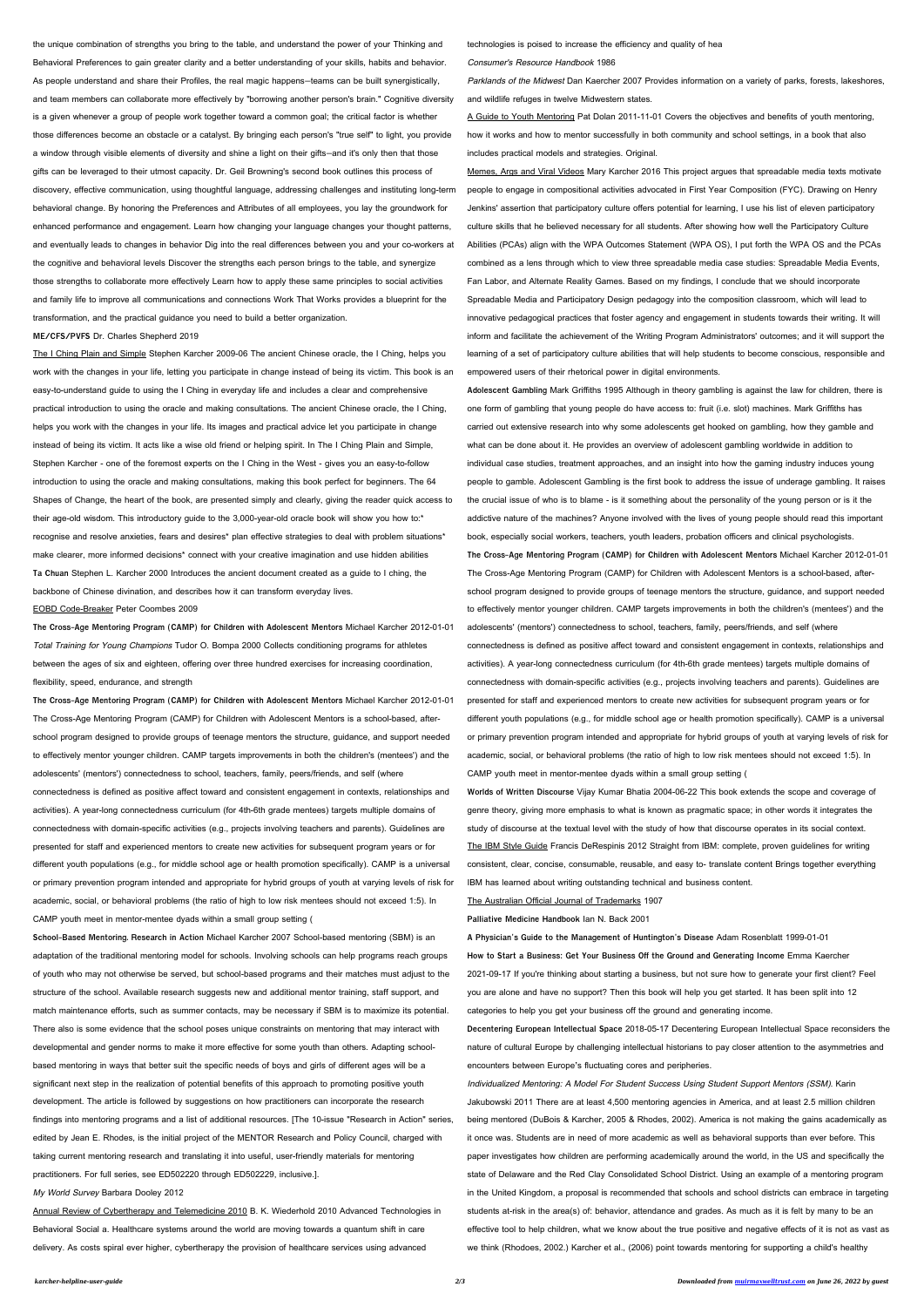the unique combination of strengths you bring to the table, and understand the power of your Thinking and Behavioral Preferences to gain greater clarity and a better understanding of your skills, habits and behavior. As people understand and share their Profiles, the real magic happens—teams can be built synergistically, and team members can collaborate more effectively by "borrowing another person's brain." Cognitive diversity is a given whenever a group of people work together toward a common goal; the critical factor is whether those differences become an obstacle or a catalyst. By bringing each person's "true self" to light, you provide a window through visible elements of diversity and shine a light on their gifts—and it's only then that those gifts can be leveraged to their utmost capacity. Dr. Geil Browning's second book outlines this process of discovery, effective communication, using thoughtful language, addressing challenges and instituting long-term behavioral change. By honoring the Preferences and Attributes of all employees, you lay the groundwork for enhanced performance and engagement. Learn how changing your language changes your thought patterns, and eventually leads to changes in behavior Dig into the real differences between you and your co-workers at the cognitive and behavioral levels Discover the strengths each person brings to the table, and synergize those strengths to collaborate more effectively Learn how to apply these same principles to social activities and family life to improve all communications and connections Work That Works provides a blueprint for the transformation, and the practical guidance you need to build a better organization.

**ME/CFS/PVFS** Dr. Charles Shepherd 2019

The I Ching Plain and Simple Stephen Karcher 2009-06 The ancient Chinese oracle, the I Ching, helps you work with the changes in your life, letting you participate in change instead of being its victim. This book is an easy-to-understand guide to using the I Ching in everyday life and includes a clear and comprehensive practical introduction to using the oracle and making consultations. The ancient Chinese oracle, the I Ching, helps you work with the changes in your life. Its images and practical advice let you participate in change instead of being its victim. It acts like a wise old friend or helping spirit. In The I Ching Plain and Simple, Stephen Karcher - one of the foremost experts on the I Ching in the West - gives you an easy-to-follow introduction to using the oracle and making consultations, making this book perfect for beginners. The 64 Shapes of Change, the heart of the book, are presented simply and clearly, giving the reader quick access to their age-old wisdom. This introductory guide to the 3,000-year-old oracle book will show you how to:* recognise and resolve anxieties, fears and desires* plan effective strategies to deal with problem situations* make clearer, more informed decisions* connect with your creative imagination and use hidden abilities

**Ta Chuan** Stephen L. Karcher 2000 Introduces the ancient document created as a guide to I ching, the backbone of Chinese divination, and describes how it can transform everyday lives.

EOBD Code-Breaker Peter Coombes 2009

**The Cross-Age Mentoring Program (CAMP) for Children with Adolescent Mentors** Michael Karcher 2012-01-01

*Total Training for Young Champions* Tudor O. Bompa 2000 Collects conditioning programs for athletes between the ages of six and eighteen, offering over three hundred exercises for increasing coordination, flexibility, speed, endurance, and strength

**The Cross-Age Mentoring Program (CAMP) for Children with Adolescent Mentors** Michael Karcher 2012-01-01 The Cross-Age Mentoring Program (CAMP) for Children with Adolescent Mentors is a school-based, after-school program designed to provide groups of teenage mentors the structure, guidance, and support needed to effectively mentor younger children. CAMP targets improvements in both the children's (mentees') and the adolescents' (mentors') connectedness to school, teachers, family, peers/friends, and self (where connectedness is defined as positive affect toward and consistent engagement in contexts, relationships and activities). A year-long connectedness curriculum (for 4th-6th grade mentees) targets multiple domains of connectedness with domain-specific activities (e.g., projects involving teachers and parents). Guidelines are presented for staff and experienced mentors to create new activities for subsequent program years or for different youth populations (e.g., for middle school age or health promotion specifically). CAMP is a universal or primary prevention program intended and appropriate for hybrid groups of youth at varying levels of risk for academic, social, or behavioral problems (the ratio of high to low risk mentees should not exceed 1:5). In CAMP youth meet in mentor-mentee dyads within a small group setting (

**School-Based Mentoring. Research in Action** Michael Karcher 2007 School-based mentoring (SBM) is an adaptation of the traditional mentoring model for schools. Involving schools can help programs reach groups of youth who may not otherwise be served, but school-based programs and their matches must adjust to the structure of the school. Available research suggests new and additional mentor training, staff support, and match maintenance efforts, such as summer contacts, may be necessary if SBM is to maximize its potential. There also is some evidence that the school poses unique constraints on mentoring that may interact with developmental and gender norms to make it more effective for some youth than others. Adapting school-based mentoring in ways that better suit the specific needs of boys and girls of different ages will be a significant next step in the realization of potential benefits of this approach to promoting positive youth development. The article is followed by suggestions on how practitioners can incorporate the research findings into mentoring programs and a list of additional resources. [The 10-issue "Research in Action" series, edited by Jean E. Rhodes, is the initial project of the MENTOR Research and Policy Council, charged with taking current mentoring research and translating it into useful, user-friendly materials for mentoring practitioners. For full series, see ED502220 through ED502229, inclusive.].

*My World Survey* Barbara Dooley 2012

Annual Review of Cybertherapy and Telemedicine 2010 B. K. Wiederhold 2010 Advanced Technologies in Behavioral Social a. Healthcare systems around the world are moving towards a quantum shift in care delivery. As costs spiral ever higher, cybertherapy the provision of healthcare services using advanced technologies is poised to increase the efficiency and quality of hea

*Consumer's Resource Handbook* 1986

*Parklands of the Midwest* Dan Kaercher 2007 Provides information on a variety of parks, forests, lakeshores, and wildlife refuges in twelve Midwestern states.

A Guide to Youth Mentoring Pat Dolan 2011-11-01 Covers the objectives and benefits of youth mentoring, how it works and how to mentor successfully in both community and school settings, in a book that also includes practical models and strategies. Original.

Memes, Args and Viral Videos Mary Karcher 2016 This project argues that spreadable media texts motivate people to engage in compositional activities advocated in First Year Composition (FYC). Drawing on Henry Jenkins' assertion that participatory culture offers potential for learning, I use his list of eleven participatory culture skills that he believed necessary for all students. After showing how well the Participatory Culture Abilities (PCAs) align with the WPA Outcomes Statement (WPA OS), I put forth the WPA OS and the PCAs combined as a lens through which to view three spreadable media case studies: Spreadable Media Events, Fan Labor, and Alternate Reality Games. Based on my findings, I conclude that we should incorporate Spreadable Media and Participatory Design pedagogy into the composition classroom, which will lead to innovative pedagogical practices that foster agency and engagement in students towards their writing. It will inform and facilitate the achievement of the Writing Program Administrators' outcomes; and it will support the learning of a set of participatory culture abilities that will help students to become conscious, responsible and empowered users of their rhetorical power in digital environments.

**Adolescent Gambling** Mark Griffiths 1995 Although in theory gambling is against the law for children, there is one form of gambling that young people do have access to: fruit (i.e. slot) machines. Mark Griffiths has carried out extensive research into why some adolescents get hooked on gambling, how they gamble and what can be done about it. He provides an overview of adolescent gambling worldwide in addition to individual case studies, treatment approaches, and an insight into how the gaming industry induces young people to gamble. Adolescent Gambling is the first book to address the issue of underage gambling. It raises the crucial issue of who is to blame - is it something about the personality of the young person or is it the addictive nature of the machines? Anyone involved with the lives of young people should read this important book, especially social workers, teachers, youth leaders, probation officers and clinical psychologists.

**The Cross-Age Mentoring Program (CAMP) for Children with Adolescent Mentors** Michael Karcher 2012-01-01 The Cross-Age Mentoring Program (CAMP) for Children with Adolescent Mentors is a school-based, after-school program designed to provide groups of teenage mentors the structure, guidance, and support needed to effectively mentor younger children. CAMP targets improvements in both the children's (mentees') and the adolescents' (mentors') connectedness to school, teachers, family, peers/friends, and self (where connectedness is defined as positive affect toward and consistent engagement in contexts, relationships and activities). A year-long connectedness curriculum (for 4th-6th grade mentees) targets multiple domains of connectedness with domain-specific activities (e.g., projects involving teachers and parents). Guidelines are presented for staff and experienced mentors to create new activities for subsequent program years or for different youth populations (e.g., for middle school age or health promotion specifically). CAMP is a universal or primary prevention program intended and appropriate for hybrid groups of youth at varying levels of risk for academic, social, or behavioral problems (the ratio of high to low risk mentees should not exceed 1:5). In CAMP youth meet in mentor-mentee dyads within a small group setting (

**Worlds of Written Discourse** Vijay Kumar Bhatia 2004-06-22 This book extends the scope and coverage of genre theory, giving more emphasis to what is known as pragmatic space; in other words it integrates the study of discourse at the textual level with the study of how that discourse operates in its social context.

The IBM Style Guide Francis DeRespinis 2012 Straight from IBM: complete, proven guidelines for writing consistent, clear, concise, consumable, reusable, and easy to- translate content Brings together everything IBM has learned about writing outstanding technical and business content.

The Australian Official Journal of Trademarks 1907

**Palliative Medicine Handbook** Ian N. Back 2001

**A Physician's Guide to the Management of Huntington's Disease** Adam Rosenblatt 1999-01-01

**How to Start a Business: Get Your Business Off the Ground and Generating Income** Emma Kaercher 2021-09-17 If you're thinking about starting a business, but not sure how to generate your first client? Feel you are alone and have no support? Then this book will help you get started. It has been split into 12 categories to help you get your business off the ground and generating income.

**Decentering European Intellectual Space** 2018-05-17 Decentering European Intellectual Space reconsiders the nature of cultural Europe by challenging intellectual historians to pay closer attention to the asymmetries and encounters between Europe's fluctuating cores and peripheries.

*Individualized Mentoring: A Model For Student Success Using Student Support Mentors (SSM).* Karin Jakubowski 2011 There are at least 4,500 mentoring agencies in America, and at least 2.5 million children being mentored (DuBois & Karcher, 2005 & Rhodes, 2002). America is not making the gains academically as it once was. Students are in need of more academic as well as behavioral supports than ever before. This paper investigates how children are performing academically around the world, in the US and specifically the state of Delaware and the Red Clay Consolidated School District. Using an example of a mentoring program in the United Kingdom, a proposal is recommended that schools and school districts can embrace in targeting students at-risk in the area(s) of: behavior, attendance and grades. As much as it is felt by many to be an effective tool to help children, what we know about the true positive and negative effects of it is not as vast as we think (Rhodoes, 2002.) Karcher et al., (2006) point towards mentoring for supporting a child's healthy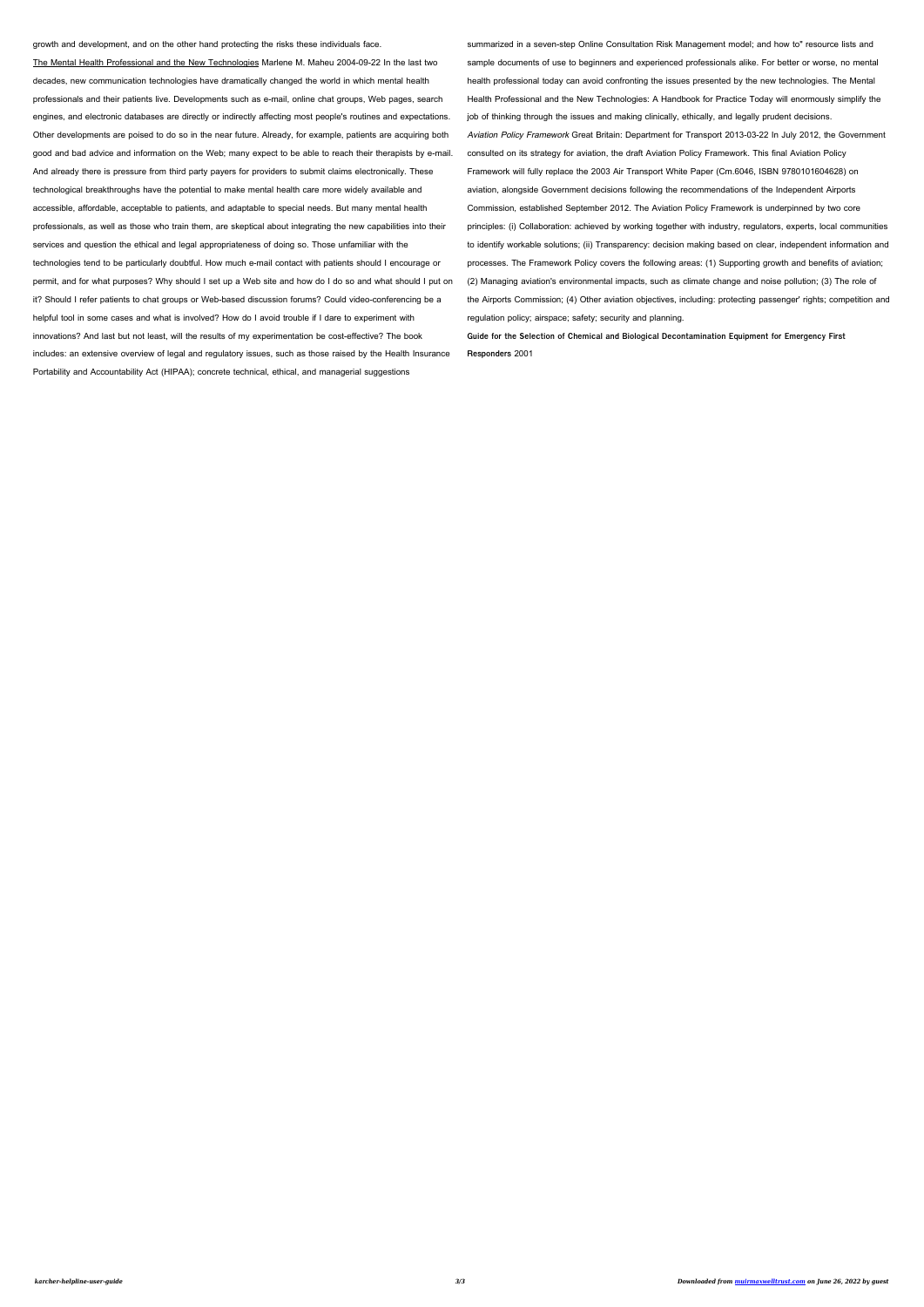growth and development, and on the other hand protecting the risks these individuals face.

The Mental Health Professional and the New Technologies Marlene M. Maheu 2004-09-22 In the last two decades, new communication technologies have dramatically changed the world in which mental health professionals and their patients live. Developments such as e-mail, online chat groups, Web pages, search engines, and electronic databases are directly or indirectly affecting most people's routines and expectations. Other developments are poised to do so in the near future. Already, for example, patients are acquiring both good and bad advice and information on the Web; many expect to be able to reach their therapists by e-mail. And already there is pressure from third party payers for providers to submit claims electronically. These technological breakthroughs have the potential to make mental health care more widely available and accessible, affordable, acceptable to patients, and adaptable to special needs. But many mental health professionals, as well as those who train them, are skeptical about integrating the new capabilities into their services and question the ethical and legal appropriateness of doing so. Those unfamiliar with the technologies tend to be particularly doubtful. How much e-mail contact with patients should I encourage or permit, and for what purposes? Why should I set up a Web site and how do I do so and what should I put on it? Should I refer patients to chat groups or Web-based discussion forums? Could video-conferencing be a helpful tool in some cases and what is involved? How do I avoid trouble if I dare to experiment with innovations? And last but not least, will the results of my experimentation be cost-effective? The book includes: an extensive overview of legal and regulatory issues, such as those raised by the Health Insurance Portability and Accountability Act (HIPAA); concrete technical, ethical, and managerial suggestions summarized in a seven-step Online Consultation Risk Management model; and how to" resource lists and sample documents of use to beginners and experienced professionals alike. For better or worse, no mental health professional today can avoid confronting the issues presented by the new technologies. The Mental Health Professional and the New Technologies: A Handbook for Practice Today will enormously simplify the job of thinking through the issues and making clinically, ethically, and legally prudent decisions.

*Aviation Policy Framework* Great Britain: Department for Transport 2013-03-22 In July 2012, the Government consulted on its strategy for aviation, the draft Aviation Policy Framework. This final Aviation Policy Framework will fully replace the 2003 Air Transport White Paper (Cm.6046, ISBN 9780101604628) on aviation, alongside Government decisions following the recommendations of the Independent Airports Commission, established September 2012. The Aviation Policy Framework is underpinned by two core principles: (i) Collaboration: achieved by working together with industry, regulators, experts, local communities to identify workable solutions; (ii) Transparency: decision making based on clear, independent information and processes. The Framework Policy covers the following areas: (1) Supporting growth and benefits of aviation; (2) Managing aviation's environmental impacts, such as climate change and noise pollution; (3) The role of the Airports Commission; (4) Other aviation objectives, including: protecting passenger' rights; competition and regulation policy; airspace; safety; security and planning.

**Guide for the Selection of Chemical and Biological Decontamination Equipment for Emergency First Responders** 2001